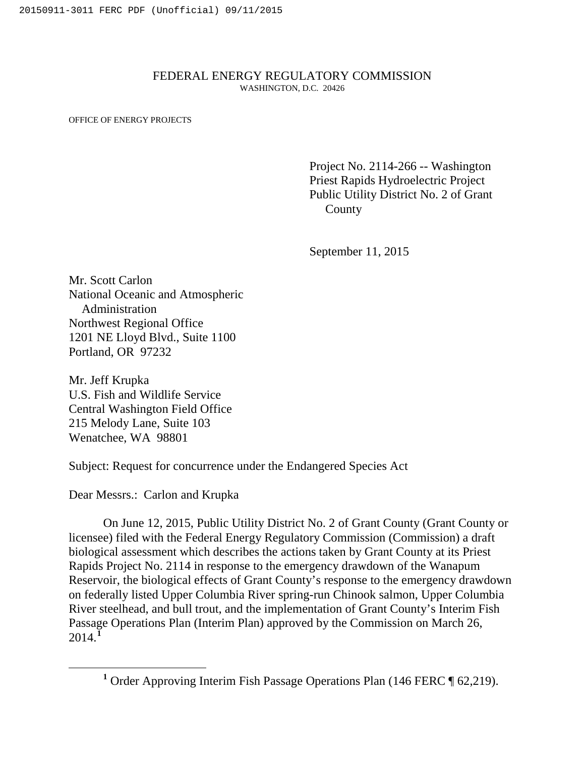FEDERAL ENERGY REGULATORY COMMISSION
WASHINGTON, D.C. 20426

OFFICE OF ENERGY PROJECTS

Project No. 2114-266 -- Washington
Priest Rapids Hydroelectric Project
Public Utility District No. 2 of Grant County

September 11, 2015

Mr. Scott Carlon
National Oceanic and Atmospheric Administration
Northwest Regional Office
1201 NE Lloyd Blvd., Suite 1100
Portland, OR 97232

Mr. Jeff Krupka
U.S. Fish and Wildlife Service
Central Washington Field Office
215 Melody Lane, Suite 103
Wenatchee, WA 98801

Subject: Request for concurrence under the Endangered Species Act

Dear Messrs.: Carlon and Krupka

On June 12, 2015, Public Utility District No. 2 of Grant County (Grant County or licensee) filed with the Federal Energy Regulatory Commission (Commission) a draft biological assessment which describes the actions taken by Grant County at its Priest Rapids Project No. 2114 in response to the emergency drawdown of the Wanapum Reservoir, the biological effects of Grant County's response to the emergency drawdown on federally listed Upper Columbia River spring-run Chinook salmon, Upper Columbia River steelhead, and bull trout, and the implementation of Grant County's Interim Fish Passage Operations Plan (Interim Plan) approved by the Commission on March 26, 2014.[1]

[1] Order Approving Interim Fish Passage Operations Plan (146 FERC ¶ 62,219).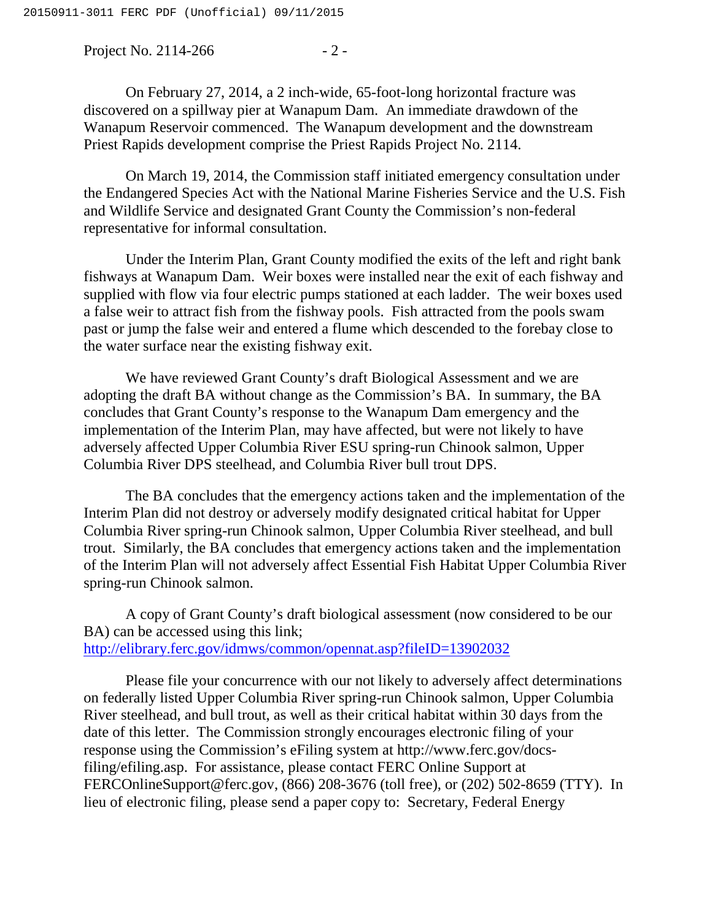On February 27, 2014, a 2 inch-wide, 65-foot-long horizontal fracture was discovered on a spillway pier at Wanapum Dam. An immediate drawdown of the Wanapum Reservoir commenced. The Wanapum development and the downstream Priest Rapids development comprise the Priest Rapids Project No. 2114.

On March 19, 2014, the Commission staff initiated emergency consultation under the Endangered Species Act with the National Marine Fisheries Service and the U.S. Fish and Wildlife Service and designated Grant County the Commission's non-federal representative for informal consultation.

Under the Interim Plan, Grant County modified the exits of the left and right bank fishways at Wanapum Dam. Weir boxes were installed near the exit of each fishway and supplied with flow via four electric pumps stationed at each ladder. The weir boxes used a false weir to attract fish from the fishway pools. Fish attracted from the pools swam past or jump the false weir and entered a flume which descended to the forebay close to the water surface near the existing fishway exit.

We have reviewed Grant County's draft Biological Assessment and we are adopting the draft BA without change as the Commission's BA. In summary, the BA concludes that Grant County's response to the Wanapum Dam emergency and the implementation of the Interim Plan, may have affected, but were not likely to have adversely affected Upper Columbia River ESU spring-run Chinook salmon, Upper Columbia River DPS steelhead, and Columbia River bull trout DPS.

The BA concludes that the emergency actions taken and the implementation of the Interim Plan did not destroy or adversely modify designated critical habitat for Upper Columbia River spring-run Chinook salmon, Upper Columbia River steelhead, and bull trout. Similarly, the BA concludes that emergency actions taken and the implementation of the Interim Plan will not adversely affect Essential Fish Habitat Upper Columbia River spring-run Chinook salmon.

A copy of Grant County's draft biological assessment (now considered to be our BA) can be accessed using this link; http://elibrary.ferc.gov/idmws/common/opennat.asp?fileID=13902032

Please file your concurrence with our not likely to adversely affect determinations on federally listed Upper Columbia River spring-run Chinook salmon, Upper Columbia River steelhead, and bull trout, as well as their critical habitat within 30 days from the date of this letter. The Commission strongly encourages electronic filing of your response using the Commission's eFiling system at http://www.ferc.gov/docs-filing/efiling.asp. For assistance, please contact FERC Online Support at FERCOnlineSupport@ferc.gov, (866) 208-3676 (toll free), or (202) 502-8659 (TTY). In lieu of electronic filing, please send a paper copy to: Secretary, Federal Energy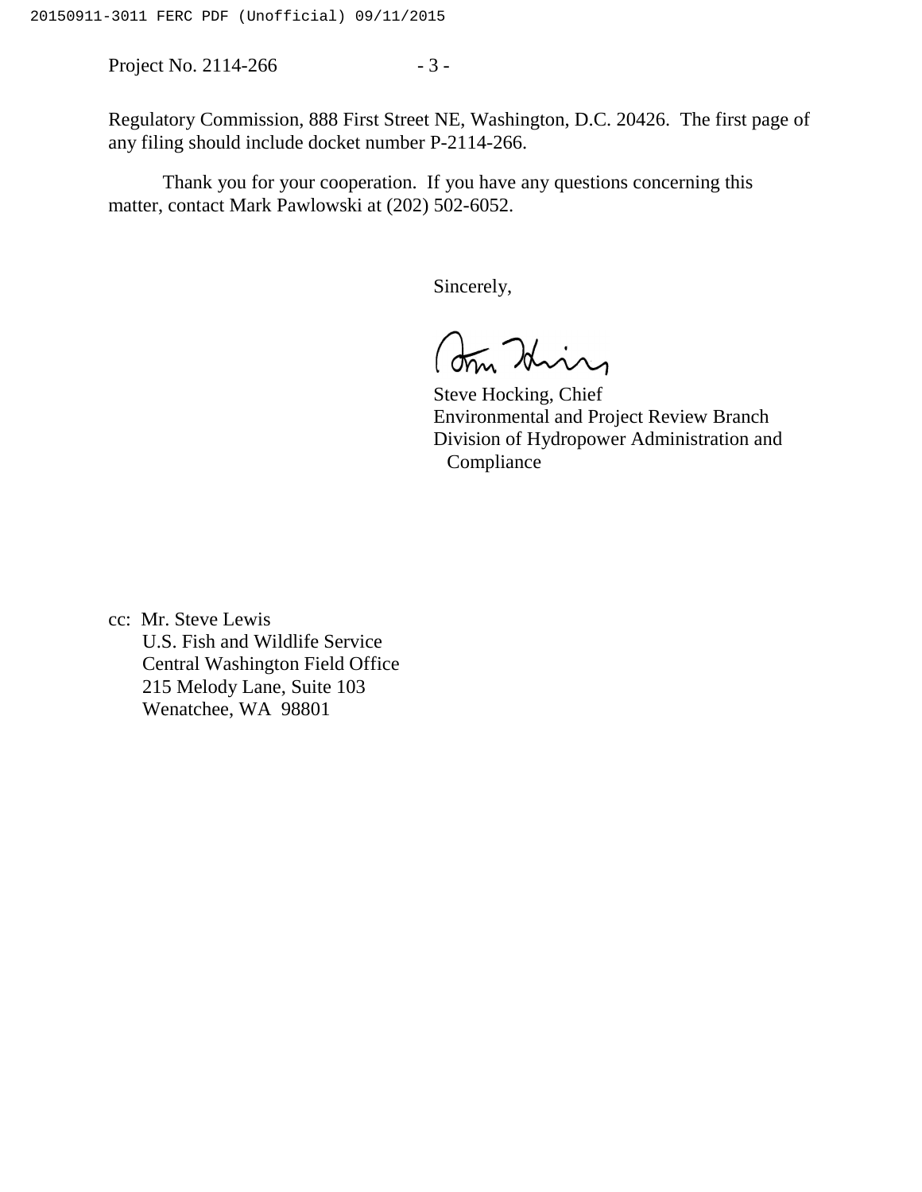Regulatory Commission, 888 First Street NE, Washington, D.C. 20426. The first page of any filing should include docket number P-2114-266.

Thank you for your cooperation. If you have any questions concerning this matter, contact Mark Pawlowski at (202) 502-6052.

Sincerely,

Steve Hocking, Chief
Environmental and Project Review Branch
Division of Hydropower Administration and Compliance

cc: Mr. Steve Lewis
U.S. Fish and Wildlife Service
Central Washington Field Office
215 Melody Lane, Suite 103
Wenatchee, WA 98801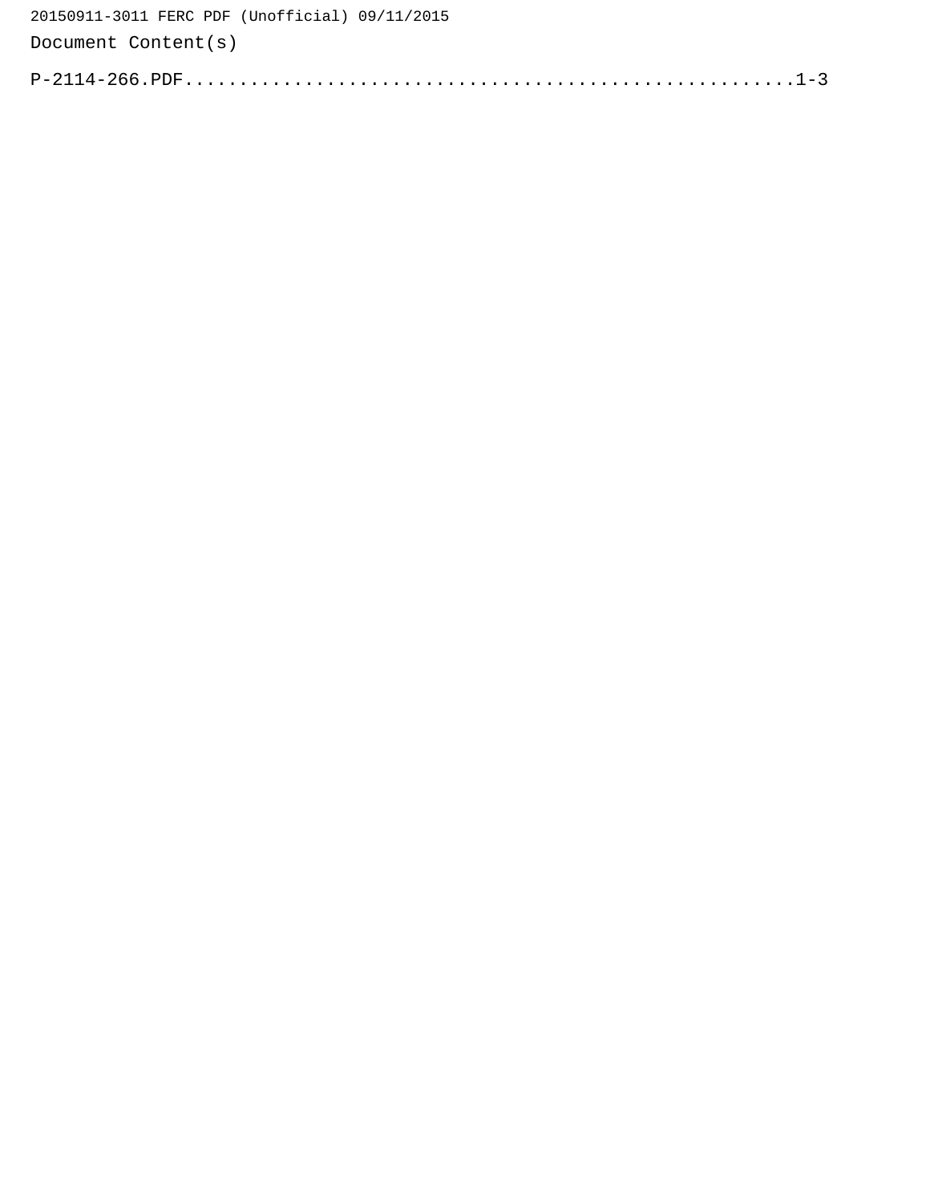Document Content(s)

P-2114-266.PDF.......................................................1-3